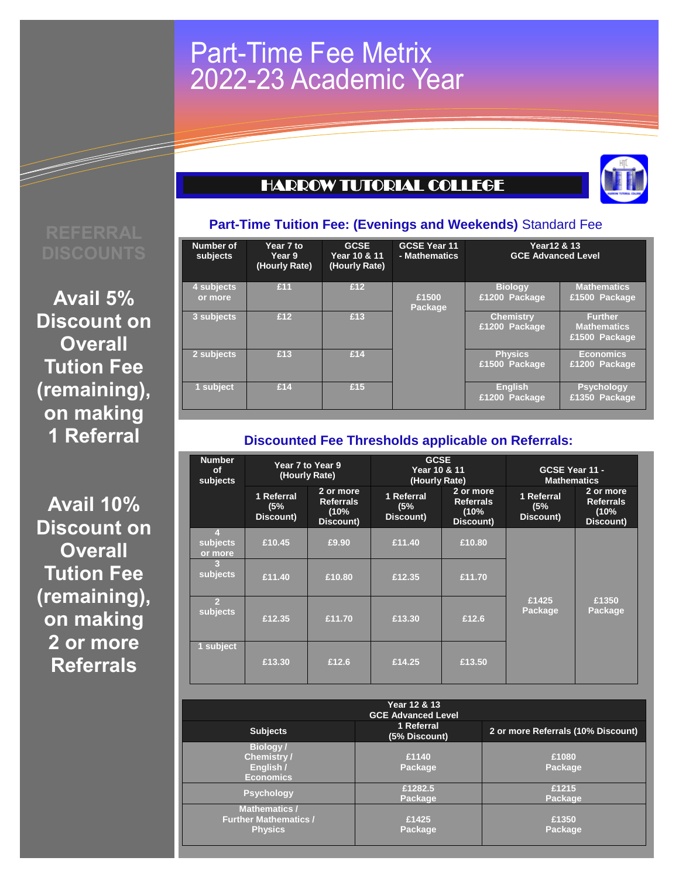# Part-Time Fee Metrix 2022-23 Academic Year

## HARROW TUTORIAL COLLEGE

**REFERRAL DISCOUNTS**

**Avail 5% Discount on Overall Tution Fee (remaining), on making 1 Referral**

**Avail 10% Discount on Overall Tution Fee (remaining), on making 2 or more Referrals**

### Part-Time Tuition Fee: (Evenings and Weekends) Standard Fee

| Number of subjects | Year 7 to Year 9 (Hourly Rate) | GCSE Year 10 & 11 (Hourly Rate) | GCSE Year 11 - Mathematics | Year12 & 13 GCE Advanced Level | |
|---|---|---|---|---|---|
| 4 subjects or more | £11 | £12 | £1500 Package | Biology £1200 Package | Mathematics £1500 Package |
| 3 subjects | £12 | £13 | | Chemistry £1200 Package | Further Mathematics £1500 Package |
| 2 subjects | £13 | £14 | | Physics £1500 Package | Economics £1200 Package |
| 1 subject | £14 | £15 | | English £1200 Package | Psychology £1350 Package |

### Discounted Fee Thresholds applicable on Referrals:

| Number of subjects | Year 7 to Year 9 (Hourly Rate) | | GCSE Year 10 & 11 (Hourly Rate) | | GCSE Year 11 - Mathematics | |
|---|---|---|---|---|---|---|
| | 1 Referral (5% Discount) | 2 or more Referrals (10% Discount) | 1 Referral (5% Discount) | 2 or more Referrals (10% Discount) | 1 Referral (5% Discount) | 2 or more Referrals (10% Discount) |
| 4 subjects or more | £10.45 | £9.90 | £11.40 | £10.80 | £1425 Package | £1350 Package |
| 3 subjects | £11.40 | £10.80 | £12.35 | £11.70 | | |
| 2 subjects | £12.35 | £11.70 | £13.30 | £12.6 | | |
| 1 subject | £13.30 | £12.6 | £14.25 | £13.50 | | |

| Year 12 & 13 GCE Advanced Level | | |
|---|---|---|
| Subjects | 1 Referral (5% Discount) | 2 or more Referrals (10% Discount) |
| Biology / Chemistry / English / Economics | £1140 Package | £1080 Package |
| Psychology | £1282.5 Package | £1215 Package |
| Mathematics / Further Mathematics / Physics | £1425 Package | £1350 Package |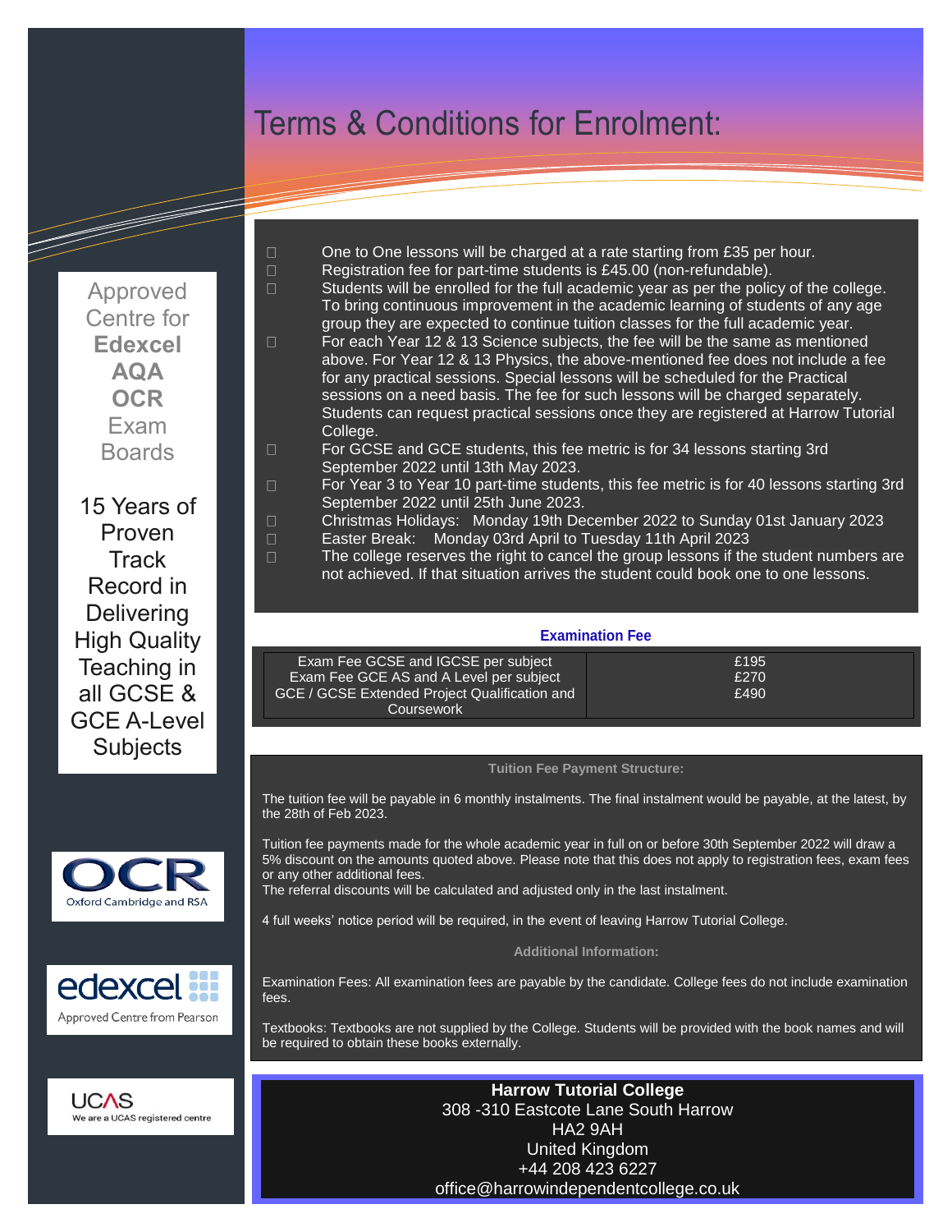# Terms & Conditions for Enrolment:

- One to One lessons will be charged at a rate starting from £35 per hour.
- Registration fee for part-time students is £45.00 (non-refundable).
- Students will be enrolled for the full academic year as per the policy of the college. To bring continuous improvement in the academic learning of students of any age group they are expected to continue tuition classes for the full academic year.
- For each Year 12 & 13 Science subjects, the fee will be the same as mentioned above. For Year 12 & 13 Physics, the above-mentioned fee does not include a fee for any practical sessions. Special lessons will be scheduled for the Practical sessions on a need basis. The fee for such lessons will be charged separately. Students can request practical sessions once they are registered at Harrow Tutorial College.
- For GCSE and GCE students, this fee metric is for 34 lessons starting 3rd September 2022 until 13th May 2023.
- For Year 3 to Year 10 part-time students, this fee metric is for 40 lessons starting 3rd September 2022 until 25th June 2023.
- Christmas Holidays: Monday 19th December 2022 to Sunday 01st January 2023
- Easter Break: Monday 03rd April to Tuesday 11th April 2023
- The college reserves the right to cancel the group lessons if the student numbers are not achieved. If that situation arrives the student could book one to one lessons.

**Examination Fee**

| | |
|---|---|
| Exam Fee GCSE and IGCSE per subject | £195 |
| Exam Fee GCE AS and A Level per subject | £270 |
| GCE / GCSE Extended Project Qualification and Coursework | £490 |

**Tuition Fee Payment Structure:**

The tuition fee will be payable in 6 monthly instalments. The final instalment would be payable, at the latest, by the 28th of Feb 2023.

Tuition fee payments made for the whole academic year in full on or before 30th September 2022 will draw a 5% discount on the amounts quoted above. Please note that this does not apply to registration fees, exam fees or any other additional fees.
The referral discounts will be calculated and adjusted only in the last instalment.

4 full weeks' notice period will be required, in the event of leaving Harrow Tutorial College.

**Additional Information:**

Examination Fees: All examination fees are payable by the candidate. College fees do not include examination fees.

Textbooks: Textbooks are not supplied by the College. Students will be provided with the book names and will be required to obtain these books externally.

**Harrow Tutorial College**
308 -310 Eastcote Lane South Harrow
HA2 9AH
United Kingdom
+44 208 423 6227
office@harrowindependentcollege.co.uk

Approved Centre for **Edexcel AQA OCR** Exam Boards

15 Years of Proven Track Record in Delivering High Quality Teaching in all GCSE & GCE A-Level Subjects

OCR Oxford Cambridge and RSA

edexcel Approved Centre from Pearson

UCAS We are a UCAS registered centre